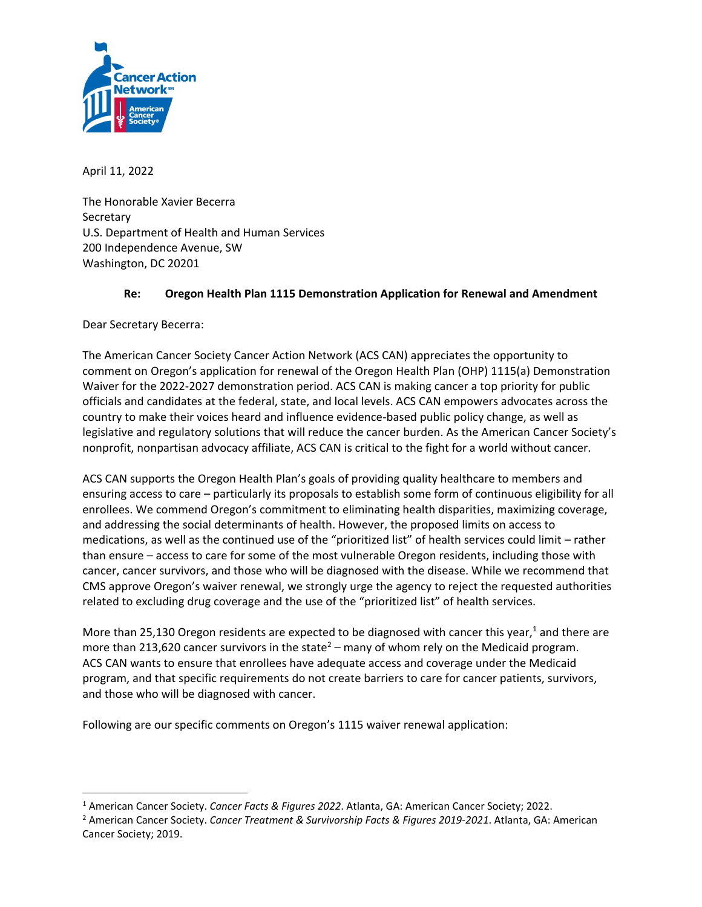April 11, 2022

The Honorable Xavier Becerra
Secretary
U.S. Department of Health and Human Services
200 Independence Avenue, SW
Washington, DC 20201

**Re: Oregon Health Plan 1115 Demonstration Application for Renewal and Amendment**

Dear Secretary Becerra:

The American Cancer Society Cancer Action Network (ACS CAN) appreciates the opportunity to comment on Oregon's application for renewal of the Oregon Health Plan (OHP) 1115(a) Demonstration Waiver for the 2022-2027 demonstration period. ACS CAN is making cancer a top priority for public officials and candidates at the federal, state, and local levels. ACS CAN empowers advocates across the country to make their voices heard and influence evidence-based public policy change, as well as legislative and regulatory solutions that will reduce the cancer burden. As the American Cancer Society's nonprofit, nonpartisan advocacy affiliate, ACS CAN is critical to the fight for a world without cancer.

ACS CAN supports the Oregon Health Plan's goals of providing quality healthcare to members and ensuring access to care – particularly its proposals to establish some form of continuous eligibility for all enrollees. We commend Oregon's commitment to eliminating health disparities, maximizing coverage, and addressing the social determinants of health. However, the proposed limits on access to medications, as well as the continued use of the "prioritized list" of health services could limit – rather than ensure – access to care for some of the most vulnerable Oregon residents, including those with cancer, cancer survivors, and those who will be diagnosed with the disease. While we recommend that CMS approve Oregon's waiver renewal, we strongly urge the agency to reject the requested authorities related to excluding drug coverage and the use of the "prioritized list" of health services.

More than 25,130 Oregon residents are expected to be diagnosed with cancer this year,[1] and there are more than 213,620 cancer survivors in the state[2] – many of whom rely on the Medicaid program. ACS CAN wants to ensure that enrollees have adequate access and coverage under the Medicaid program, and that specific requirements do not create barriers to care for cancer patients, survivors, and those who will be diagnosed with cancer.

Following are our specific comments on Oregon's 1115 waiver renewal application:

---

[1] American Cancer Society. *Cancer Facts & Figures 2022*. Atlanta, GA: American Cancer Society; 2022.

[2] American Cancer Society. *Cancer Treatment & Survivorship Facts & Figures 2019-2021*. Atlanta, GA: American Cancer Society; 2019.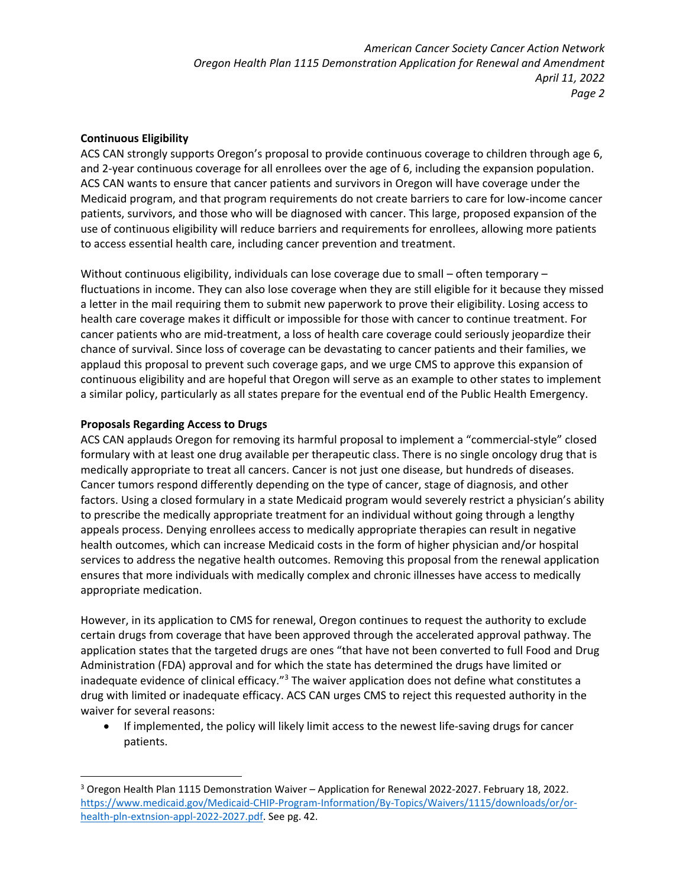**Continuous Eligibility**

ACS CAN strongly supports Oregon's proposal to provide continuous coverage to children through age 6, and 2-year continuous coverage for all enrollees over the age of 6, including the expansion population. ACS CAN wants to ensure that cancer patients and survivors in Oregon will have coverage under the Medicaid program, and that program requirements do not create barriers to care for low-income cancer patients, survivors, and those who will be diagnosed with cancer. This large, proposed expansion of the use of continuous eligibility will reduce barriers and requirements for enrollees, allowing more patients to access essential health care, including cancer prevention and treatment.

Without continuous eligibility, individuals can lose coverage due to small – often temporary – fluctuations in income. They can also lose coverage when they are still eligible for it because they missed a letter in the mail requiring them to submit new paperwork to prove their eligibility. Losing access to health care coverage makes it difficult or impossible for those with cancer to continue treatment. For cancer patients who are mid-treatment, a loss of health care coverage could seriously jeopardize their chance of survival. Since loss of coverage can be devastating to cancer patients and their families, we applaud this proposal to prevent such coverage gaps, and we urge CMS to approve this expansion of continuous eligibility and are hopeful that Oregon will serve as an example to other states to implement a similar policy, particularly as all states prepare for the eventual end of the Public Health Emergency.

**Proposals Regarding Access to Drugs**

ACS CAN applauds Oregon for removing its harmful proposal to implement a "commercial-style" closed formulary with at least one drug available per therapeutic class. There is no single oncology drug that is medically appropriate to treat all cancers. Cancer is not just one disease, but hundreds of diseases. Cancer tumors respond differently depending on the type of cancer, stage of diagnosis, and other factors. Using a closed formulary in a state Medicaid program would severely restrict a physician's ability to prescribe the medically appropriate treatment for an individual without going through a lengthy appeals process. Denying enrollees access to medically appropriate therapies can result in negative health outcomes, which can increase Medicaid costs in the form of higher physician and/or hospital services to address the negative health outcomes. Removing this proposal from the renewal application ensures that more individuals with medically complex and chronic illnesses have access to medically appropriate medication.

However, in its application to CMS for renewal, Oregon continues to request the authority to exclude certain drugs from coverage that have been approved through the accelerated approval pathway. The application states that the targeted drugs are ones "that have not been converted to full Food and Drug Administration (FDA) approval and for which the state has determined the drugs have limited or inadequate evidence of clinical efficacy."[3] The waiver application does not define what constitutes a drug with limited or inadequate efficacy. ACS CAN urges CMS to reject this requested authority in the waiver for several reasons:

- If implemented, the policy will likely limit access to the newest life-saving drugs for cancer patients.

---

[3] Oregon Health Plan 1115 Demonstration Waiver – Application for Renewal 2022-2027. February 18, 2022. https://www.medicaid.gov/Medicaid-CHIP-Program-Information/By-Topics/Waivers/1115/downloads/or/or-health-pln-extnsion-appl-2022-2027.pdf. See pg. 42.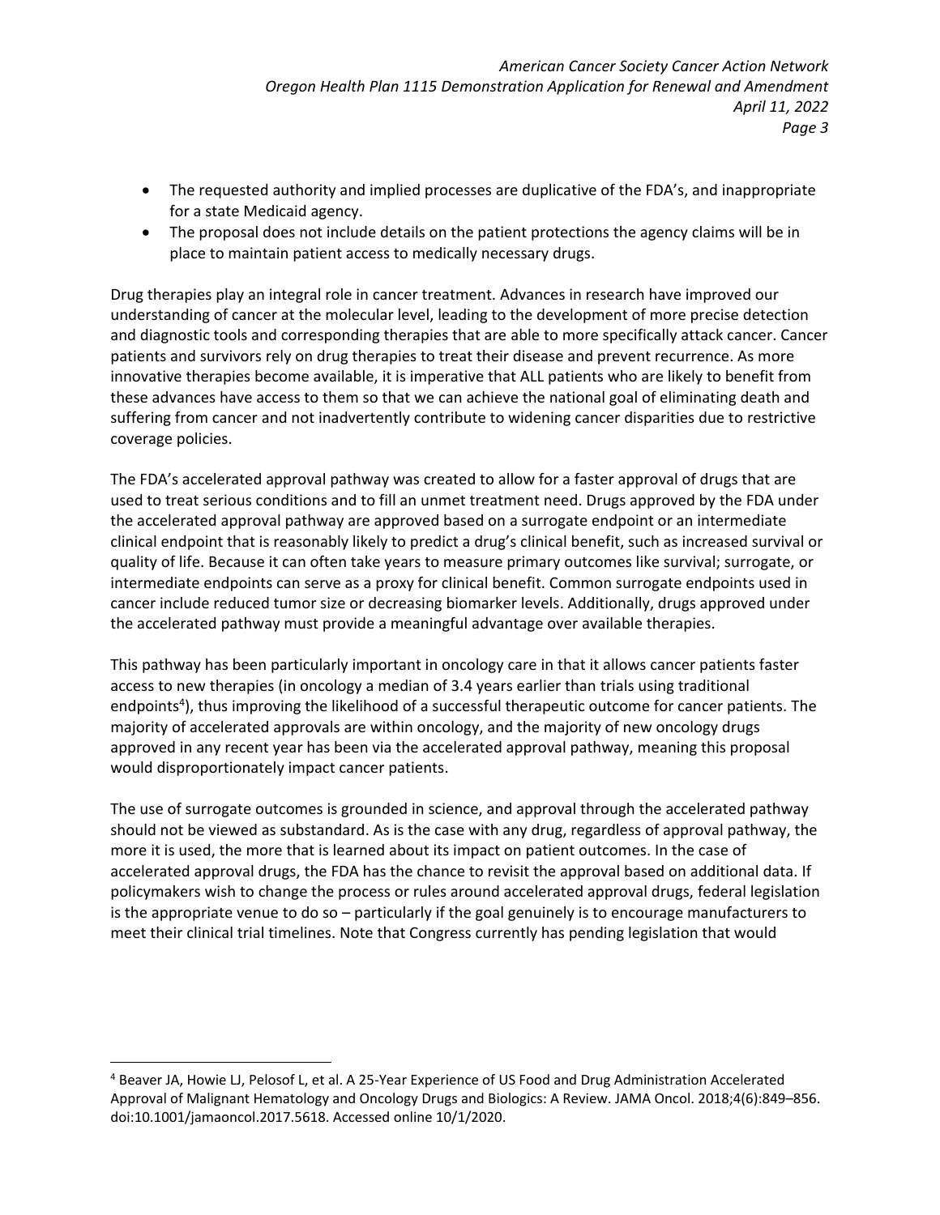- The requested authority and implied processes are duplicative of the FDA's, and inappropriate for a state Medicaid agency.
- The proposal does not include details on the patient protections the agency claims will be in place to maintain patient access to medically necessary drugs.

Drug therapies play an integral role in cancer treatment. Advances in research have improved our understanding of cancer at the molecular level, leading to the development of more precise detection and diagnostic tools and corresponding therapies that are able to more specifically attack cancer. Cancer patients and survivors rely on drug therapies to treat their disease and prevent recurrence. As more innovative therapies become available, it is imperative that ALL patients who are likely to benefit from these advances have access to them so that we can achieve the national goal of eliminating death and suffering from cancer and not inadvertently contribute to widening cancer disparities due to restrictive coverage policies.

The FDA's accelerated approval pathway was created to allow for a faster approval of drugs that are used to treat serious conditions and to fill an unmet treatment need. Drugs approved by the FDA under the accelerated approval pathway are approved based on a surrogate endpoint or an intermediate clinical endpoint that is reasonably likely to predict a drug's clinical benefit, such as increased survival or quality of life. Because it can often take years to measure primary outcomes like survival; surrogate, or intermediate endpoints can serve as a proxy for clinical benefit. Common surrogate endpoints used in cancer include reduced tumor size or decreasing biomarker levels. Additionally, drugs approved under the accelerated pathway must provide a meaningful advantage over available therapies.

This pathway has been particularly important in oncology care in that it allows cancer patients faster access to new therapies (in oncology a median of 3.4 years earlier than trials using traditional endpoints[4]), thus improving the likelihood of a successful therapeutic outcome for cancer patients. The majority of accelerated approvals are within oncology, and the majority of new oncology drugs approved in any recent year has been via the accelerated approval pathway, meaning this proposal would disproportionately impact cancer patients.

The use of surrogate outcomes is grounded in science, and approval through the accelerated pathway should not be viewed as substandard. As is the case with any drug, regardless of approval pathway, the more it is used, the more that is learned about its impact on patient outcomes. In the case of accelerated approval drugs, the FDA has the chance to revisit the approval based on additional data. If policymakers wish to change the process or rules around accelerated approval drugs, federal legislation is the appropriate venue to do so – particularly if the goal genuinely is to encourage manufacturers to meet their clinical trial timelines. Note that Congress currently has pending legislation that would

[4] Beaver JA, Howie LJ, Pelosof L, et al. A 25-Year Experience of US Food and Drug Administration Accelerated Approval of Malignant Hematology and Oncology Drugs and Biologics: A Review. JAMA Oncol. 2018;4(6):849–856. doi:10.1001/jamaoncol.2017.5618. Accessed online 10/1/2020.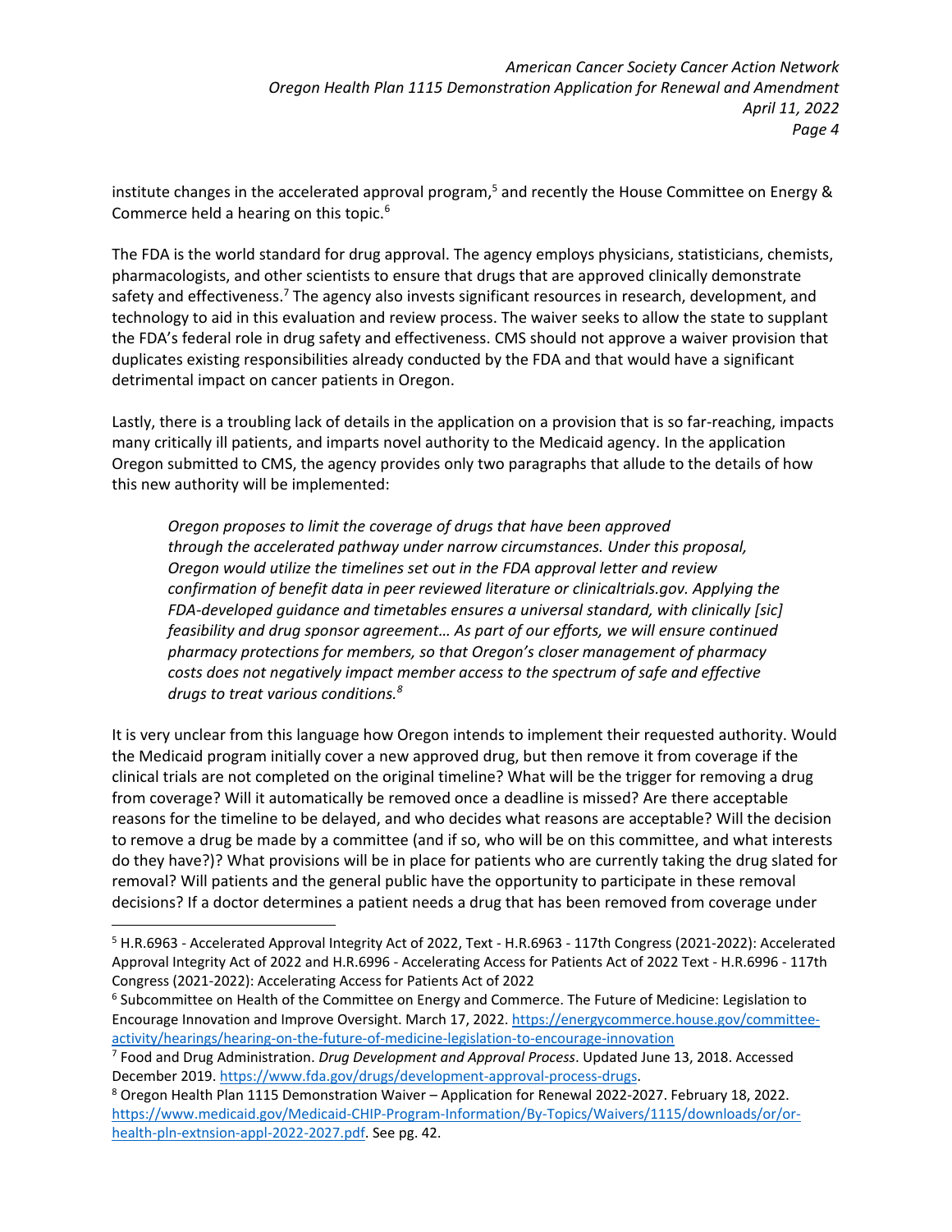institute changes in the accelerated approval program,[5] and recently the House Committee on Energy & Commerce held a hearing on this topic.[6]

The FDA is the world standard for drug approval. The agency employs physicians, statisticians, chemists, pharmacologists, and other scientists to ensure that drugs that are approved clinically demonstrate safety and effectiveness.[7] The agency also invests significant resources in research, development, and technology to aid in this evaluation and review process. The waiver seeks to allow the state to supplant the FDA's federal role in drug safety and effectiveness. CMS should not approve a waiver provision that duplicates existing responsibilities already conducted by the FDA and that would have a significant detrimental impact on cancer patients in Oregon.

Lastly, there is a troubling lack of details in the application on a provision that is so far-reaching, impacts many critically ill patients, and imparts novel authority to the Medicaid agency. In the application Oregon submitted to CMS, the agency provides only two paragraphs that allude to the details of how this new authority will be implemented:

> *Oregon proposes to limit the coverage of drugs that have been approved through the accelerated pathway under narrow circumstances. Under this proposal, Oregon would utilize the timelines set out in the FDA approval letter and review confirmation of benefit data in peer reviewed literature or clinicaltrials.gov. Applying the FDA-developed guidance and timetables ensures a universal standard, with clinically [sic] feasibility and drug sponsor agreement… As part of our efforts, we will ensure continued pharmacy protections for members, so that Oregon's closer management of pharmacy costs does not negatively impact member access to the spectrum of safe and effective drugs to treat various conditions.*[8]

It is very unclear from this language how Oregon intends to implement their requested authority. Would the Medicaid program initially cover a new approved drug, but then remove it from coverage if the clinical trials are not completed on the original timeline? What will be the trigger for removing a drug from coverage? Will it automatically be removed once a deadline is missed? Are there acceptable reasons for the timeline to be delayed, and who decides what reasons are acceptable? Will the decision to remove a drug be made by a committee (and if so, who will be on this committee, and what interests do they have?)? What provisions will be in place for patients who are currently taking the drug slated for removal? Will patients and the general public have the opportunity to participate in these removal decisions? If a doctor determines a patient needs a drug that has been removed from coverage under

---

[5] H.R.6963 - Accelerated Approval Integrity Act of 2022, Text - H.R.6963 - 117th Congress (2021-2022): Accelerated Approval Integrity Act of 2022 and H.R.6996 - Accelerating Access for Patients Act of 2022 Text - H.R.6996 - 117th Congress (2021-2022): Accelerating Access for Patients Act of 2022

[6] Subcommittee on Health of the Committee on Energy and Commerce. The Future of Medicine: Legislation to Encourage Innovation and Improve Oversight. March 17, 2022. https://energycommerce.house.gov/committee-activity/hearings/hearing-on-the-future-of-medicine-legislation-to-encourage-innovation

[7] Food and Drug Administration. *Drug Development and Approval Process*. Updated June 13, 2018. Accessed December 2019. https://www.fda.gov/drugs/development-approval-process-drugs.

[8] Oregon Health Plan 1115 Demonstration Waiver – Application for Renewal 2022-2027. February 18, 2022. https://www.medicaid.gov/Medicaid-CHIP-Program-Information/By-Topics/Waivers/1115/downloads/or/or-health-pln-extnsion-appl-2022-2027.pdf. See pg. 42.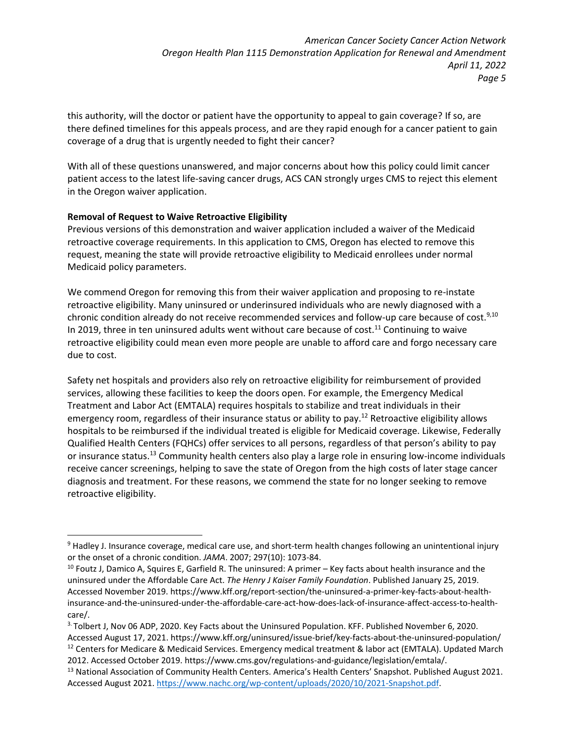this authority, will the doctor or patient have the opportunity to appeal to gain coverage? If so, are there defined timelines for this appeals process, and are they rapid enough for a cancer patient to gain coverage of a drug that is urgently needed to fight their cancer?

With all of these questions unanswered, and major concerns about how this policy could limit cancer patient access to the latest life-saving cancer drugs, ACS CAN strongly urges CMS to reject this element in the Oregon waiver application.

**Removal of Request to Waive Retroactive Eligibility**

Previous versions of this demonstration and waiver application included a waiver of the Medicaid retroactive coverage requirements. In this application to CMS, Oregon has elected to remove this request, meaning the state will provide retroactive eligibility to Medicaid enrollees under normal Medicaid policy parameters.

We commend Oregon for removing this from their waiver application and proposing to re-instate retroactive eligibility. Many uninsured or underinsured individuals who are newly diagnosed with a chronic condition already do not receive recommended services and follow-up care because of cost.[9,10] In 2019, three in ten uninsured adults went without care because of cost.[11] Continuing to waive retroactive eligibility could mean even more people are unable to afford care and forgo necessary care due to cost.

Safety net hospitals and providers also rely on retroactive eligibility for reimbursement of provided services, allowing these facilities to keep the doors open. For example, the Emergency Medical Treatment and Labor Act (EMTALA) requires hospitals to stabilize and treat individuals in their emergency room, regardless of their insurance status or ability to pay.[12] Retroactive eligibility allows hospitals to be reimbursed if the individual treated is eligible for Medicaid coverage. Likewise, Federally Qualified Health Centers (FQHCs) offer services to all persons, regardless of that person's ability to pay or insurance status.[13] Community health centers also play a large role in ensuring low-income individuals receive cancer screenings, helping to save the state of Oregon from the high costs of later stage cancer diagnosis and treatment. For these reasons, we commend the state for no longer seeking to remove retroactive eligibility.

---

[9] Hadley J. Insurance coverage, medical care use, and short-term health changes following an unintentional injury or the onset of a chronic condition. *JAMA*. 2007; 297(10): 1073-84.

[10] Foutz J, Damico A, Squires E, Garfield R. The uninsured: A primer – Key facts about health insurance and the uninsured under the Affordable Care Act. *The Henry J Kaiser Family Foundation*. Published January 25, 2019. Accessed November 2019. https://www.kff.org/report-section/the-uninsured-a-primer-key-facts-about-health-insurance-and-the-uninsured-under-the-affordable-care-act-how-does-lack-of-insurance-affect-access-to-health-care/.

[3.] Tolbert J, Nov 06 ADP, 2020. Key Facts about the Uninsured Population. KFF. Published November 6, 2020. Accessed August 17, 2021. https://www.kff.org/uninsured/issue-brief/key-facts-about-the-uninsured-population/

[12] Centers for Medicare & Medicaid Services. Emergency medical treatment & labor act (EMTALA). Updated March 2012. Accessed October 2019. https://www.cms.gov/regulations-and-guidance/legislation/emtala/.

[13] National Association of Community Health Centers. America's Health Centers' Snapshot. Published August 2021. Accessed August 2021. https://www.nachc.org/wp-content/uploads/2020/10/2021-Snapshot.pdf.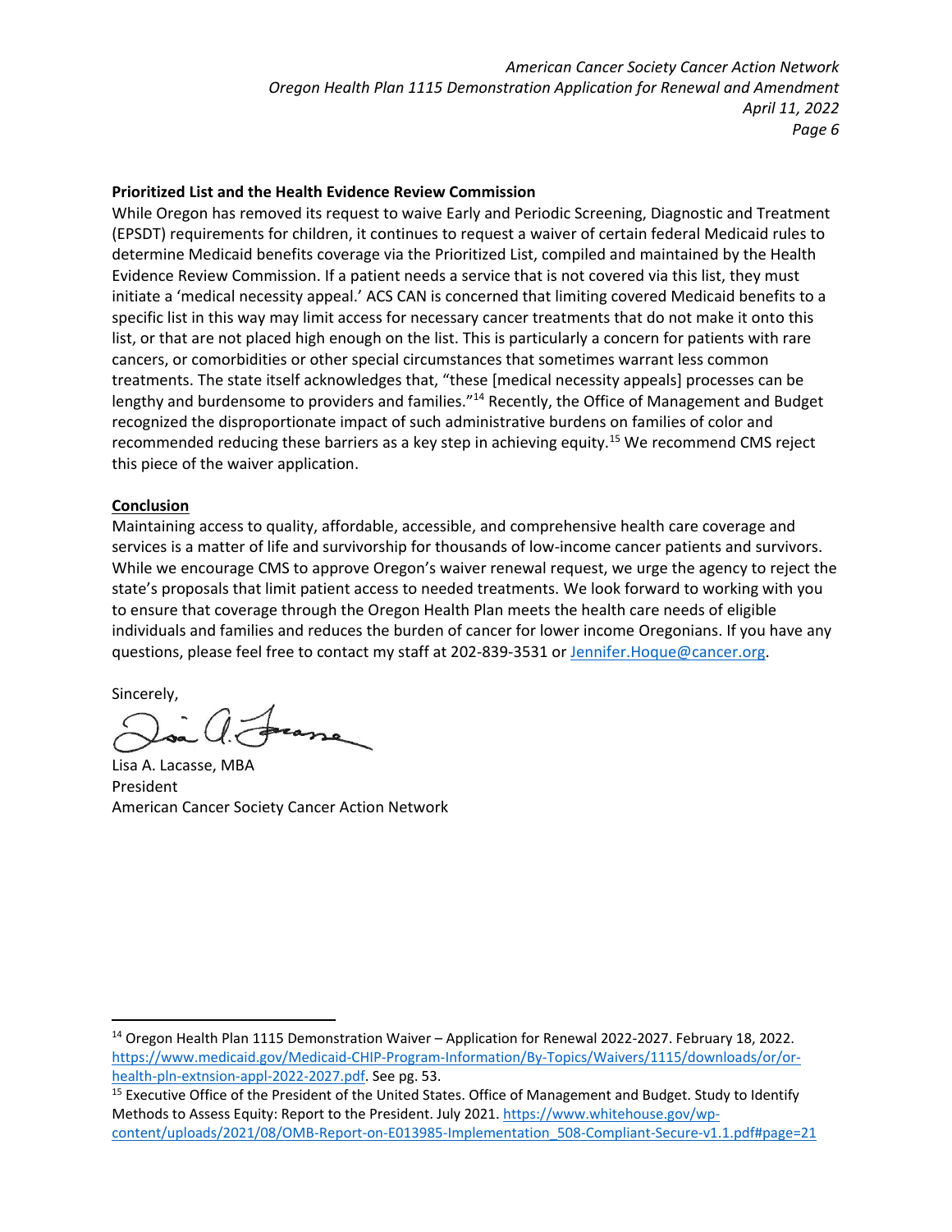**Prioritized List and the Health Evidence Review Commission**

While Oregon has removed its request to waive Early and Periodic Screening, Diagnostic and Treatment (EPSDT) requirements for children, it continues to request a waiver of certain federal Medicaid rules to determine Medicaid benefits coverage via the Prioritized List, compiled and maintained by the Health Evidence Review Commission. If a patient needs a service that is not covered via this list, they must initiate a 'medical necessity appeal.' ACS CAN is concerned that limiting covered Medicaid benefits to a specific list in this way may limit access for necessary cancer treatments that do not make it onto this list, or that are not placed high enough on the list. This is particularly a concern for patients with rare cancers, or comorbidities or other special circumstances that sometimes warrant less common treatments. The state itself acknowledges that, "these [medical necessity appeals] processes can be lengthy and burdensome to providers and families."[14] Recently, the Office of Management and Budget recognized the disproportionate impact of such administrative burdens on families of color and recommended reducing these barriers as a key step in achieving equity.[15] We recommend CMS reject this piece of the waiver application.

**Conclusion**

Maintaining access to quality, affordable, accessible, and comprehensive health care coverage and services is a matter of life and survivorship for thousands of low-income cancer patients and survivors. While we encourage CMS to approve Oregon's waiver renewal request, we urge the agency to reject the state's proposals that limit patient access to needed treatments. We look forward to working with you to ensure that coverage through the Oregon Health Plan meets the health care needs of eligible individuals and families and reduces the burden of cancer for lower income Oregonians. If you have any questions, please feel free to contact my staff at 202-839-3531 or Jennifer.Hoque@cancer.org.

Sincerely,

Lisa A. Lacasse, MBA
President
American Cancer Society Cancer Action Network

---

[14] Oregon Health Plan 1115 Demonstration Waiver – Application for Renewal 2022-2027. February 18, 2022. https://www.medicaid.gov/Medicaid-CHIP-Program-Information/By-Topics/Waivers/1115/downloads/or/or-health-pln-extnsion-appl-2022-2027.pdf. See pg. 53.

[15] Executive Office of the President of the United States. Office of Management and Budget. Study to Identify Methods to Assess Equity: Report to the President. July 2021. https://www.whitehouse.gov/wp-content/uploads/2021/08/OMB-Report-on-E013985-Implementation_508-Compliant-Secure-v1.1.pdf#page=21